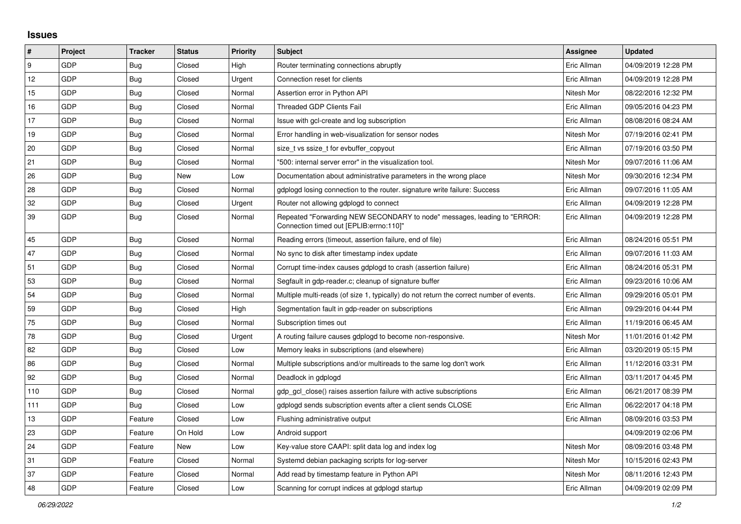## Issues

| # | Project | Tracker | Status | Priority | Subject | Assignee | Updated |
|---|---|---|---|---|---|---|---|
| 9 | GDP | Bug | Closed | High | Router terminating connections abruptly | Eric Allman | 04/09/2019 12:28 PM |
| 12 | GDP | Bug | Closed | Urgent | Connection reset for clients | Eric Allman | 04/09/2019 12:28 PM |
| 15 | GDP | Bug | Closed | Normal | Assertion error in Python API | Nitesh Mor | 08/22/2016 12:32 PM |
| 16 | GDP | Bug | Closed | Normal | Threaded GDP Clients Fail | Eric Allman | 09/05/2016 04:23 PM |
| 17 | GDP | Bug | Closed | Normal | Issue with gcl-create and log subscription | Eric Allman | 08/08/2016 08:24 AM |
| 19 | GDP | Bug | Closed | Normal | Error handling in web-visualization for sensor nodes | Nitesh Mor | 07/19/2016 02:41 PM |
| 20 | GDP | Bug | Closed | Normal | size_t vs ssize_t for evbuffer_copyout | Eric Allman | 07/19/2016 03:50 PM |
| 21 | GDP | Bug | Closed | Normal | "500: internal server error" in the visualization tool. | Nitesh Mor | 09/07/2016 11:06 AM |
| 26 | GDP | Bug | New | Low | Documentation about administrative parameters in the wrong place | Nitesh Mor | 09/30/2016 12:34 PM |
| 28 | GDP | Bug | Closed | Normal | gdplogd losing connection to the router. signature write failure: Success | Eric Allman | 09/07/2016 11:05 AM |
| 32 | GDP | Bug | Closed | Urgent | Router not allowing gdplogd to connect | Eric Allman | 04/09/2019 12:28 PM |
| 39 | GDP | Bug | Closed | Normal | Repeated "Forwarding NEW SECONDARY to node" messages, leading to "ERROR: Connection timed out [EPLIB:errno:110]" | Eric Allman | 04/09/2019 12:28 PM |
| 45 | GDP | Bug | Closed | Normal | Reading errors (timeout, assertion failure, end of file) | Eric Allman | 08/24/2016 05:51 PM |
| 47 | GDP | Bug | Closed | Normal | No sync to disk after timestamp index update | Eric Allman | 09/07/2016 11:03 AM |
| 51 | GDP | Bug | Closed | Normal | Corrupt time-index causes gdplogd to crash (assertion failure) | Eric Allman | 08/24/2016 05:31 PM |
| 53 | GDP | Bug | Closed | Normal | Segfault in gdp-reader.c; cleanup of signature buffer | Eric Allman | 09/23/2016 10:06 AM |
| 54 | GDP | Bug | Closed | Normal | Multiple multi-reads (of size 1, typically) do not return the correct number of events. | Eric Allman | 09/29/2016 05:01 PM |
| 59 | GDP | Bug | Closed | High | Segmentation fault in gdp-reader on subscriptions | Eric Allman | 09/29/2016 04:44 PM |
| 75 | GDP | Bug | Closed | Normal | Subscription times out | Eric Allman | 11/19/2016 06:45 AM |
| 78 | GDP | Bug | Closed | Urgent | A routing failure causes gdplogd to become non-responsive. | Nitesh Mor | 11/01/2016 01:42 PM |
| 82 | GDP | Bug | Closed | Low | Memory leaks in subscriptions (and elsewhere) | Eric Allman | 03/20/2019 05:15 PM |
| 86 | GDP | Bug | Closed | Normal | Multiple subscriptions and/or multireads to the same log don't work | Eric Allman | 11/12/2016 03:31 PM |
| 92 | GDP | Bug | Closed | Normal | Deadlock in gdplogd | Eric Allman | 03/11/2017 04:45 PM |
| 110 | GDP | Bug | Closed | Normal | gdp_gcl_close() raises assertion failure with active subscriptions | Eric Allman | 06/21/2017 08:39 PM |
| 111 | GDP | Bug | Closed | Low | gdplogd sends subscription events after a client sends CLOSE | Eric Allman | 06/22/2017 04:18 PM |
| 13 | GDP | Feature | Closed | Low | Flushing administrative output | Eric Allman | 08/09/2016 03:53 PM |
| 23 | GDP | Feature | On Hold | Low | Android support | | 04/09/2019 02:06 PM |
| 24 | GDP | Feature | New | Low | Key-value store CAAPI: split data log and index log | Nitesh Mor | 08/09/2016 03:48 PM |
| 31 | GDP | Feature | Closed | Normal | Systemd debian packaging scripts for log-server | Nitesh Mor | 10/15/2016 02:43 PM |
| 37 | GDP | Feature | Closed | Normal | Add read by timestamp feature in Python API | Nitesh Mor | 08/11/2016 12:43 PM |
| 48 | GDP | Feature | Closed | Low | Scanning for corrupt indices at gdplogd startup | Eric Allman | 04/09/2019 02:09 PM |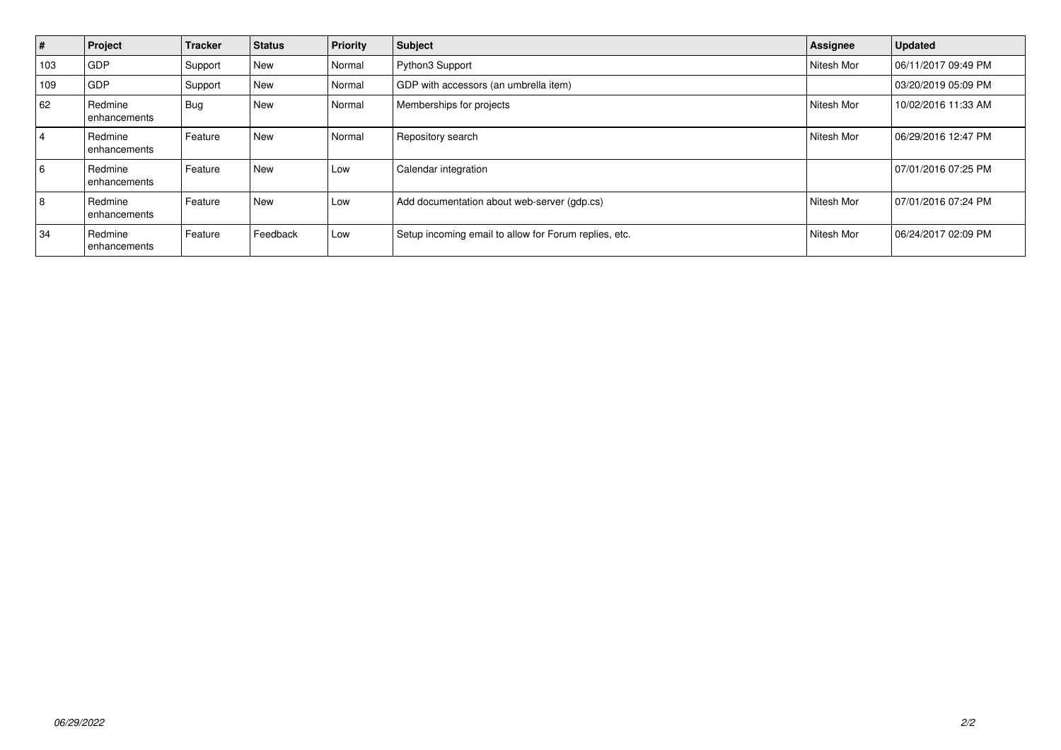| # | Project | Tracker | Status | Priority | Subject | Assignee | Updated |
|---|---|---|---|---|---|---|---|
| 103 | GDP | Support | New | Normal | Python3 Support | Nitesh Mor | 06/11/2017 09:49 PM |
| 109 | GDP | Support | New | Normal | GDP with accessors (an umbrella item) | | 03/20/2019 05:09 PM |
| 62 | Redmine enhancements | Bug | New | Normal | Memberships for projects | Nitesh Mor | 10/02/2016 11:33 AM |
| 4 | Redmine enhancements | Feature | New | Normal | Repository search | Nitesh Mor | 06/29/2016 12:47 PM |
| 6 | Redmine enhancements | Feature | New | Low | Calendar integration | | 07/01/2016 07:25 PM |
| 8 | Redmine enhancements | Feature | New | Low | Add documentation about web-server (gdp.cs) | Nitesh Mor | 07/01/2016 07:24 PM |
| 34 | Redmine enhancements | Feature | Feedback | Low | Setup incoming email to allow for Forum replies, etc. | Nitesh Mor | 06/24/2017 02:09 PM |